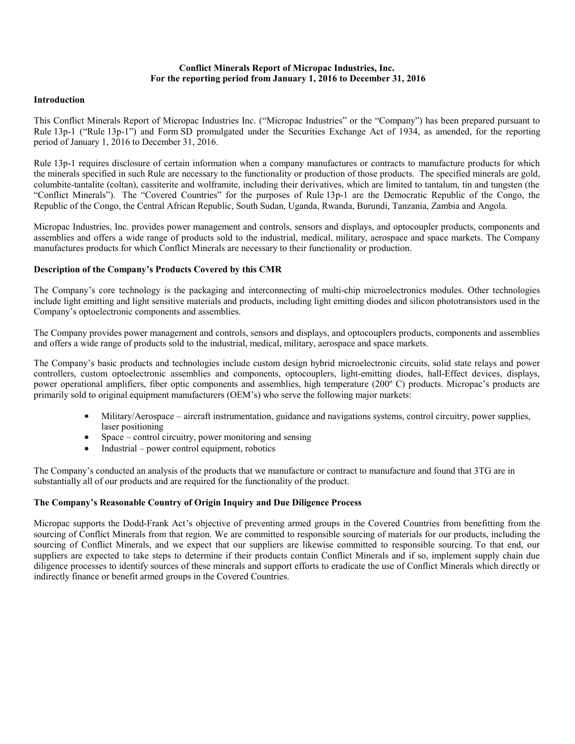**Conflict Minerals Report of Micropac Industries, Inc.**
**For the reporting period from January 1, 2016 to December 31, 2016**

## Introduction

This Conflict Minerals Report of Micropac Industries Inc. ("Micropac Industries" or the "Company") has been prepared pursuant to Rule 13p-1 ("Rule 13p-1") and Form SD promulgated under the Securities Exchange Act of 1934, as amended, for the reporting period of January 1, 2016 to December 31, 2016.

Rule 13p-1 requires disclosure of certain information when a company manufactures or contracts to manufacture products for which the minerals specified in such Rule are necessary to the functionality or production of those products. The specified minerals are gold, columbite-tantalite (coltan), cassiterite and wolframite, including their derivatives, which are limited to tantalum, tin and tungsten (the "Conflict Minerals"). The "Covered Countries" for the purposes of Rule 13p-1 are the Democratic Republic of the Congo, the Republic of the Congo, the Central African Republic, South Sudan, Uganda, Rwanda, Burundi, Tanzania, Zambia and Angola.

Micropac Industries, Inc. provides power management and controls, sensors and displays, and optocoupler products, components and assemblies and offers a wide range of products sold to the industrial, medical, military, aerospace and space markets. The Company manufactures products for which Conflict Minerals are necessary to their functionality or production.

## Description of the Company's Products Covered by this CMR

The Company's core technology is the packaging and interconnecting of multi-chip microelectronics modules. Other technologies include light emitting and light sensitive materials and products, including light emitting diodes and silicon phototransistors used in the Company's optoelectronic components and assemblies.

The Company provides power management and controls, sensors and displays, and optocouplers products, components and assemblies and offers a wide range of products sold to the industrial, medical, military, aerospace and space markets.

The Company's basic products and technologies include custom design hybrid microelectronic circuits, solid state relays and power controllers, custom optoelectronic assemblies and components, optocouplers, light-emitting diodes, hall-Effect devices, displays, power operational amplifiers, fiber optic components and assemblies, high temperature (200º C) products. Micropac's products are primarily sold to original equipment manufacturers (OEM's) who serve the following major markets:

- Military/Aerospace – aircraft instrumentation, guidance and navigations systems, control circuitry, power supplies, laser positioning
- Space – control circuitry, power monitoring and sensing
- Industrial – power control equipment, robotics

The Company's conducted an analysis of the products that we manufacture or contract to manufacture and found that 3TG are in substantially all of our products and are required for the functionality of the product.

## The Company's Reasonable Country of Origin Inquiry and Due Diligence Process

Micropac supports the Dodd-Frank Act's objective of preventing armed groups in the Covered Countries from benefitting from the sourcing of Conflict Minerals from that region. We are committed to responsible sourcing of materials for our products, including the sourcing of Conflict Minerals, and we expect that our suppliers are likewise committed to responsible sourcing. To that end, our suppliers are expected to take steps to determine if their products contain Conflict Minerals and if so, implement supply chain due diligence processes to identify sources of these minerals and support efforts to eradicate the use of Conflict Minerals which directly or indirectly finance or benefit armed groups in the Covered Countries.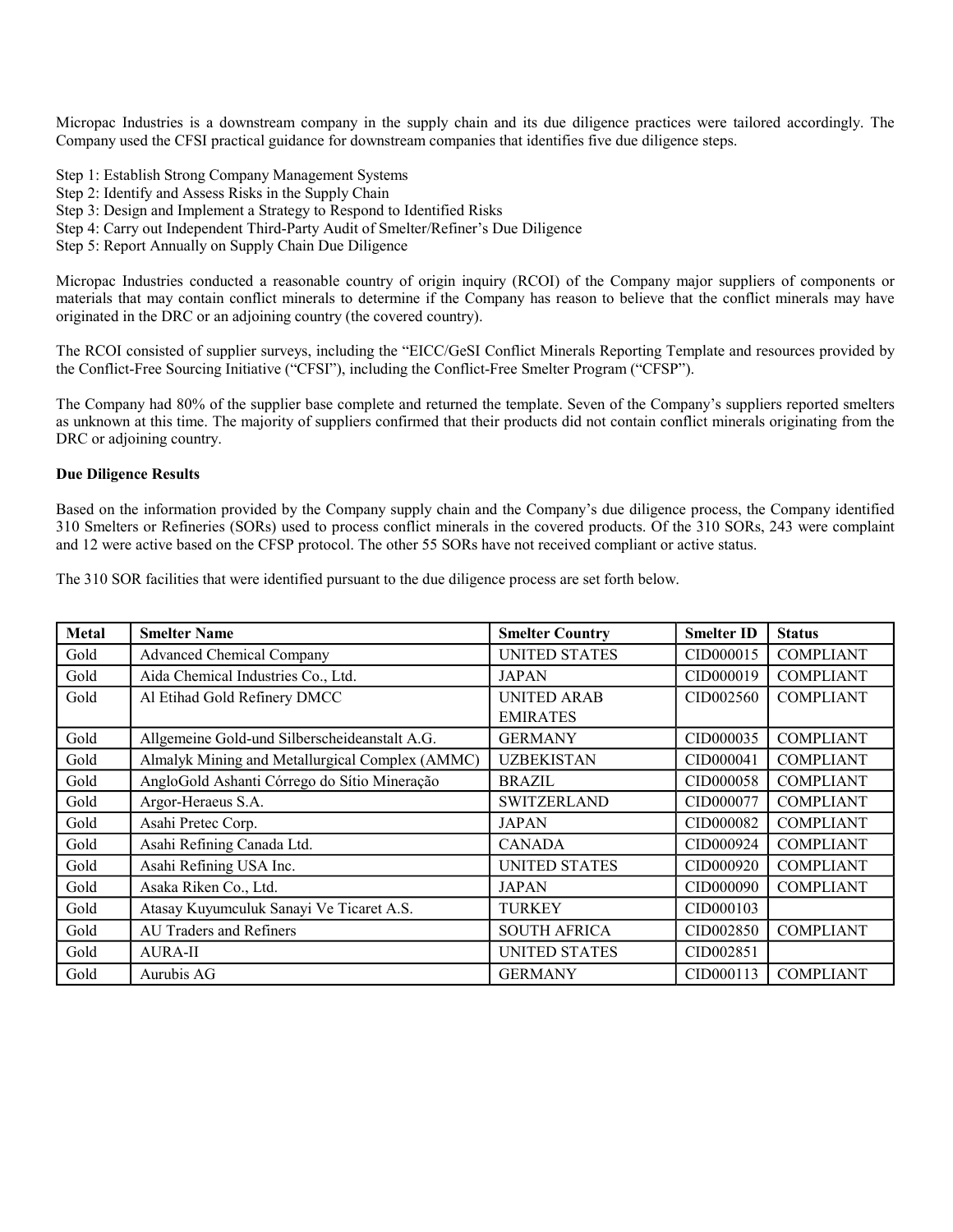Micropac Industries is a downstream company in the supply chain and its due diligence practices were tailored accordingly. The Company used the CFSI practical guidance for downstream companies that identifies five due diligence steps.

Step 1: Establish Strong Company Management Systems
Step 2: Identify and Assess Risks in the Supply Chain
Step 3: Design and Implement a Strategy to Respond to Identified Risks
Step 4: Carry out Independent Third-Party Audit of Smelter/Refiner's Due Diligence
Step 5: Report Annually on Supply Chain Due Diligence

Micropac Industries conducted a reasonable country of origin inquiry (RCOI) of the Company major suppliers of components or materials that may contain conflict minerals to determine if the Company has reason to believe that the conflict minerals may have originated in the DRC or an adjoining country (the covered country).

The RCOI consisted of supplier surveys, including the "EICC/GeSI Conflict Minerals Reporting Template and resources provided by the Conflict-Free Sourcing Initiative ("CFSI"), including the Conflict-Free Smelter Program ("CFSP").

The Company had 80% of the supplier base complete and returned the template. Seven of the Company's suppliers reported smelters as unknown at this time. The majority of suppliers confirmed that their products did not contain conflict minerals originating from the DRC or adjoining country.

**Due Diligence Results**

Based on the information provided by the Company supply chain and the Company's due diligence process, the Company identified 310 Smelters or Refineries (SORs) used to process conflict minerals in the covered products. Of the 310 SORs, 243 were complaint and 12 were active based on the CFSP protocol. The other 55 SORs have not received compliant or active status.

The 310 SOR facilities that were identified pursuant to the due diligence process are set forth below.

| Metal | Smelter Name | Smelter Country | Smelter ID | Status |
|---|---|---|---|---|
| Gold | Advanced Chemical Company | UNITED STATES | CID000015 | COMPLIANT |
| Gold | Aida Chemical Industries Co., Ltd. | JAPAN | CID000019 | COMPLIANT |
| Gold | Al Etihad Gold Refinery DMCC | UNITED ARAB EMIRATES | CID002560 | COMPLIANT |
| Gold | Allgemeine Gold-und Silberscheideanstalt A.G. | GERMANY | CID000035 | COMPLIANT |
| Gold | Almalyk Mining and Metallurgical Complex (AMMC) | UZBEKISTAN | CID000041 | COMPLIANT |
| Gold | AngloGold Ashanti Córrego do Sítio Mineração | BRAZIL | CID000058 | COMPLIANT |
| Gold | Argor-Heraeus S.A. | SWITZERLAND | CID000077 | COMPLIANT |
| Gold | Asahi Pretec Corp. | JAPAN | CID000082 | COMPLIANT |
| Gold | Asahi Refining Canada Ltd. | CANADA | CID000924 | COMPLIANT |
| Gold | Asahi Refining USA Inc. | UNITED STATES | CID000920 | COMPLIANT |
| Gold | Asaka Riken Co., Ltd. | JAPAN | CID000090 | COMPLIANT |
| Gold | Atasay Kuyumculuk Sanayi Ve Ticaret A.S. | TURKEY | CID000103 | |
| Gold | AU Traders and Refiners | SOUTH AFRICA | CID002850 | COMPLIANT |
| Gold | AURA-II | UNITED STATES | CID002851 | |
| Gold | Aurubis AG | GERMANY | CID000113 | COMPLIANT |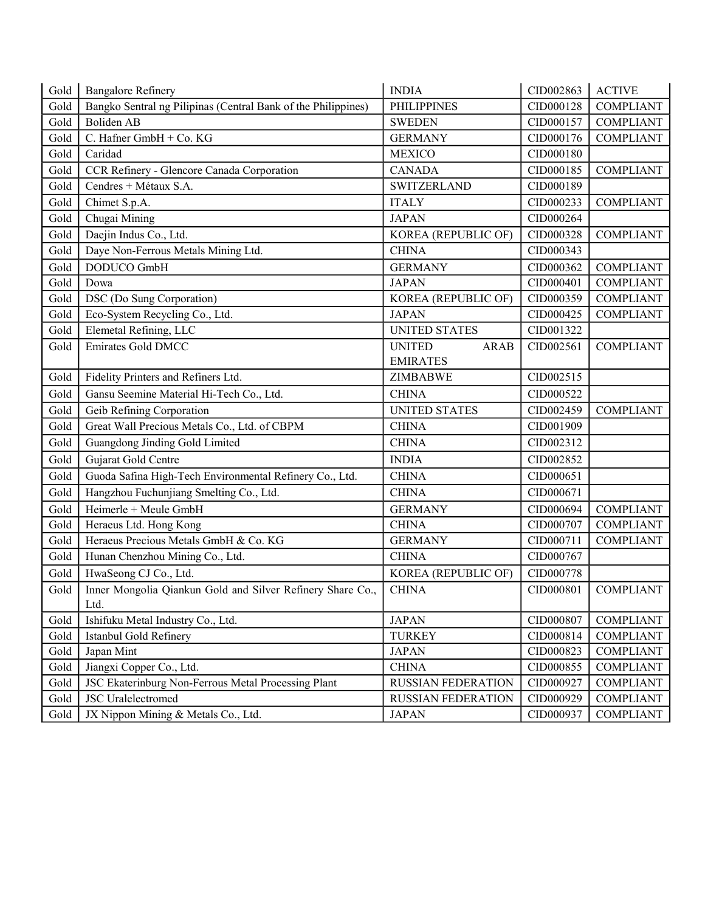| | | | | |
|---|---|---|---|---|
| Gold | Bangalore Refinery | INDIA | CID002863 | ACTIVE |
| Gold | Bangko Sentral ng Pilipinas (Central Bank of the Philippines) | PHILIPPINES | CID000128 | COMPLIANT |
| Gold | Boliden AB | SWEDEN | CID000157 | COMPLIANT |
| Gold | C. Hafner GmbH + Co. KG | GERMANY | CID000176 | COMPLIANT |
| Gold | Caridad | MEXICO | CID000180 | |
| Gold | CCR Refinery - Glencore Canada Corporation | CANADA | CID000185 | COMPLIANT |
| Gold | Cendres + Métaux S.A. | SWITZERLAND | CID000189 | |
| Gold | Chimet S.p.A. | ITALY | CID000233 | COMPLIANT |
| Gold | Chugai Mining | JAPAN | CID000264 | |
| Gold | Daejin Indus Co., Ltd. | KOREA (REPUBLIC OF) | CID000328 | COMPLIANT |
| Gold | Daye Non-Ferrous Metals Mining Ltd. | CHINA | CID000343 | |
| Gold | DODUCO GmbH | GERMANY | CID000362 | COMPLIANT |
| Gold | Dowa | JAPAN | CID000401 | COMPLIANT |
| Gold | DSC (Do Sung Corporation) | KOREA (REPUBLIC OF) | CID000359 | COMPLIANT |
| Gold | Eco-System Recycling Co., Ltd. | JAPAN | CID000425 | COMPLIANT |
| Gold | Elemetal Refining, LLC | UNITED STATES | CID001322 | |
| Gold | Emirates Gold DMCC | UNITED ARAB EMIRATES | CID002561 | COMPLIANT |
| Gold | Fidelity Printers and Refiners Ltd. | ZIMBABWE | CID002515 | |
| Gold | Gansu Seemine Material Hi-Tech Co., Ltd. | CHINA | CID000522 | |
| Gold | Geib Refining Corporation | UNITED STATES | CID002459 | COMPLIANT |
| Gold | Great Wall Precious Metals Co., Ltd. of CBPM | CHINA | CID001909 | |
| Gold | Guangdong Jinding Gold Limited | CHINA | CID002312 | |
| Gold | Gujarat Gold Centre | INDIA | CID002852 | |
| Gold | Guoda Safina High-Tech Environmental Refinery Co., Ltd. | CHINA | CID000651 | |
| Gold | Hangzhou Fuchunjiang Smelting Co., Ltd. | CHINA | CID000671 | |
| Gold | Heimerle + Meule GmbH | GERMANY | CID000694 | COMPLIANT |
| Gold | Heraeus Ltd. Hong Kong | CHINA | CID000707 | COMPLIANT |
| Gold | Heraeus Precious Metals GmbH & Co. KG | GERMANY | CID000711 | COMPLIANT |
| Gold | Hunan Chenzhou Mining Co., Ltd. | CHINA | CID000767 | |
| Gold | HwaSeong CJ Co., Ltd. | KOREA (REPUBLIC OF) | CID000778 | |
| Gold | Inner Mongolia Qiankun Gold and Silver Refinery Share Co., Ltd. | CHINA | CID000801 | COMPLIANT |
| Gold | Ishifuku Metal Industry Co., Ltd. | JAPAN | CID000807 | COMPLIANT |
| Gold | Istanbul Gold Refinery | TURKEY | CID000814 | COMPLIANT |
| Gold | Japan Mint | JAPAN | CID000823 | COMPLIANT |
| Gold | Jiangxi Copper Co., Ltd. | CHINA | CID000855 | COMPLIANT |
| Gold | JSC Ekaterinburg Non-Ferrous Metal Processing Plant | RUSSIAN FEDERATION | CID000927 | COMPLIANT |
| Gold | JSC Uralelectromed | RUSSIAN FEDERATION | CID000929 | COMPLIANT |
| Gold | JX Nippon Mining & Metals Co., Ltd. | JAPAN | CID000937 | COMPLIANT |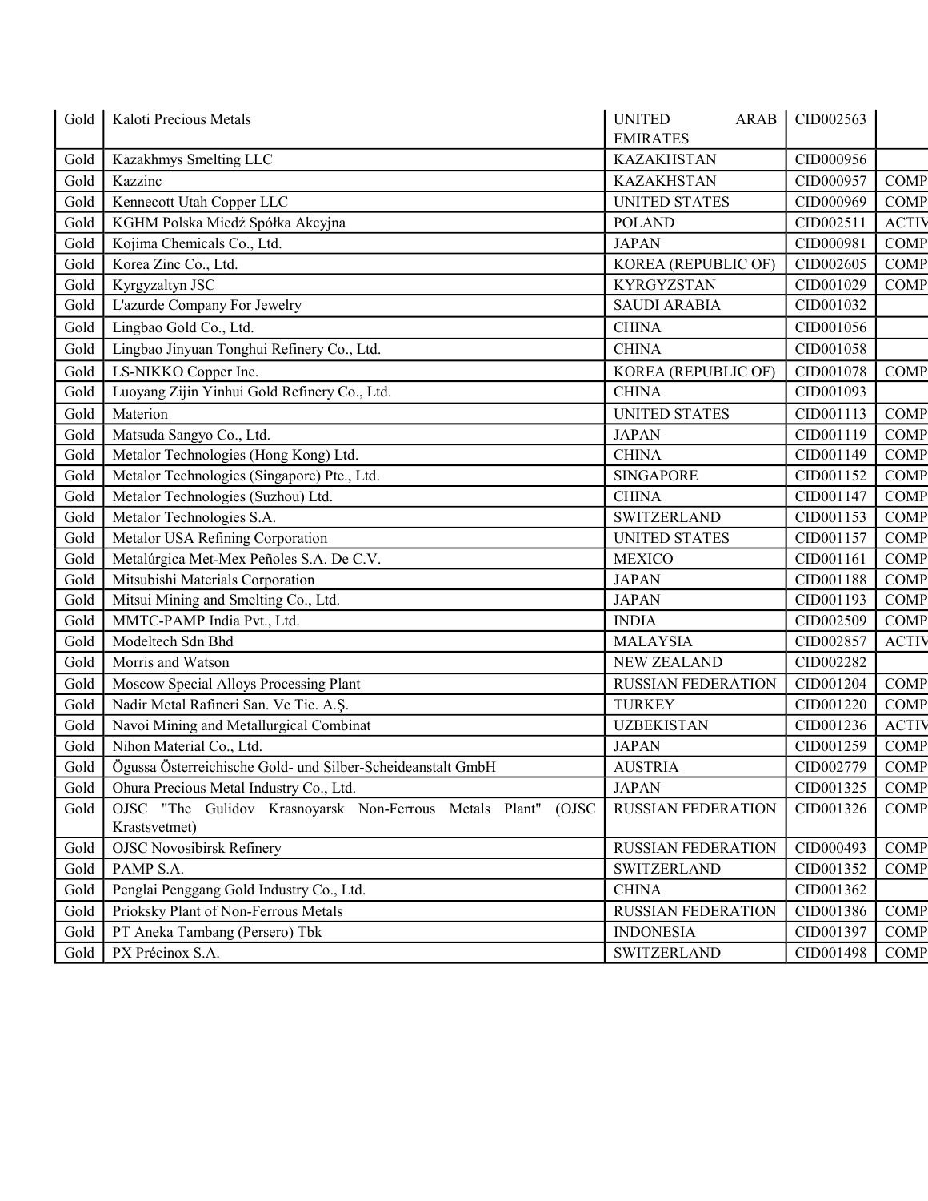| | | | | |
|---|---|---|---|---|
| Gold | Kaloti Precious Metals | UNITED ARAB EMIRATES | CID002563 | |
| Gold | Kazakhmys Smelting LLC | KAZAKHSTAN | CID000956 | |
| Gold | Kazzinc | KAZAKHSTAN | CID000957 | COMP |
| Gold | Kennecott Utah Copper LLC | UNITED STATES | CID000969 | COMP |
| Gold | KGHM Polska Miedź Spółka Akcyjna | POLAND | CID002511 | ACTIV |
| Gold | Kojima Chemicals Co., Ltd. | JAPAN | CID000981 | COMP |
| Gold | Korea Zinc Co., Ltd. | KOREA (REPUBLIC OF) | CID002605 | COMP |
| Gold | Kyrgyzaltyn JSC | KYRGYZSTAN | CID001029 | COMP |
| Gold | L'azurde Company For Jewelry | SAUDI ARABIA | CID001032 | |
| Gold | Lingbao Gold Co., Ltd. | CHINA | CID001056 | |
| Gold | Lingbao Jinyuan Tonghui Refinery Co., Ltd. | CHINA | CID001058 | |
| Gold | LS-NIKKO Copper Inc. | KOREA (REPUBLIC OF) | CID001078 | COMP |
| Gold | Luoyang Zijin Yinhui Gold Refinery Co., Ltd. | CHINA | CID001093 | |
| Gold | Materion | UNITED STATES | CID001113 | COMP |
| Gold | Matsuda Sangyo Co., Ltd. | JAPAN | CID001119 | COMP |
| Gold | Metalor Technologies (Hong Kong) Ltd. | CHINA | CID001149 | COMP |
| Gold | Metalor Technologies (Singapore) Pte., Ltd. | SINGAPORE | CID001152 | COMP |
| Gold | Metalor Technologies (Suzhou) Ltd. | CHINA | CID001147 | COMP |
| Gold | Metalor Technologies S.A. | SWITZERLAND | CID001153 | COMP |
| Gold | Metalor USA Refining Corporation | UNITED STATES | CID001157 | COMP |
| Gold | Metalúrgica Met-Mex Peñoles S.A. De C.V. | MEXICO | CID001161 | COMP |
| Gold | Mitsubishi Materials Corporation | JAPAN | CID001188 | COMP |
| Gold | Mitsui Mining and Smelting Co., Ltd. | JAPAN | CID001193 | COMP |
| Gold | MMTC-PAMP India Pvt., Ltd. | INDIA | CID002509 | COMP |
| Gold | Modeltech Sdn Bhd | MALAYSIA | CID002857 | ACTIV |
| Gold | Morris and Watson | NEW ZEALAND | CID002282 | |
| Gold | Moscow Special Alloys Processing Plant | RUSSIAN FEDERATION | CID001204 | COMP |
| Gold | Nadir Metal Rafineri San. Ve Tic. A.Ş. | TURKEY | CID001220 | COMP |
| Gold | Navoi Mining and Metallurgical Combinat | UZBEKISTAN | CID001236 | ACTIV |
| Gold | Nihon Material Co., Ltd. | JAPAN | CID001259 | COMP |
| Gold | Ögussa Österreichische Gold- und Silber-Scheideanstalt GmbH | AUSTRIA | CID002779 | COMP |
| Gold | Ohura Precious Metal Industry Co., Ltd. | JAPAN | CID001325 | COMP |
| Gold | OJSC "The Gulidov Krasnoyarsk Non-Ferrous Metals Plant" (OJSC Krastsvetmet) | RUSSIAN FEDERATION | CID001326 | COMP |
| Gold | OJSC Novosibirsk Refinery | RUSSIAN FEDERATION | CID000493 | COMP |
| Gold | PAMP S.A. | SWITZERLAND | CID001352 | COMP |
| Gold | Penglai Penggang Gold Industry Co., Ltd. | CHINA | CID001362 | |
| Gold | Prioksky Plant of Non-Ferrous Metals | RUSSIAN FEDERATION | CID001386 | COMP |
| Gold | PT Aneka Tambang (Persero) Tbk | INDONESIA | CID001397 | COMP |
| Gold | PX Précinox S.A. | SWITZERLAND | CID001498 | COMP |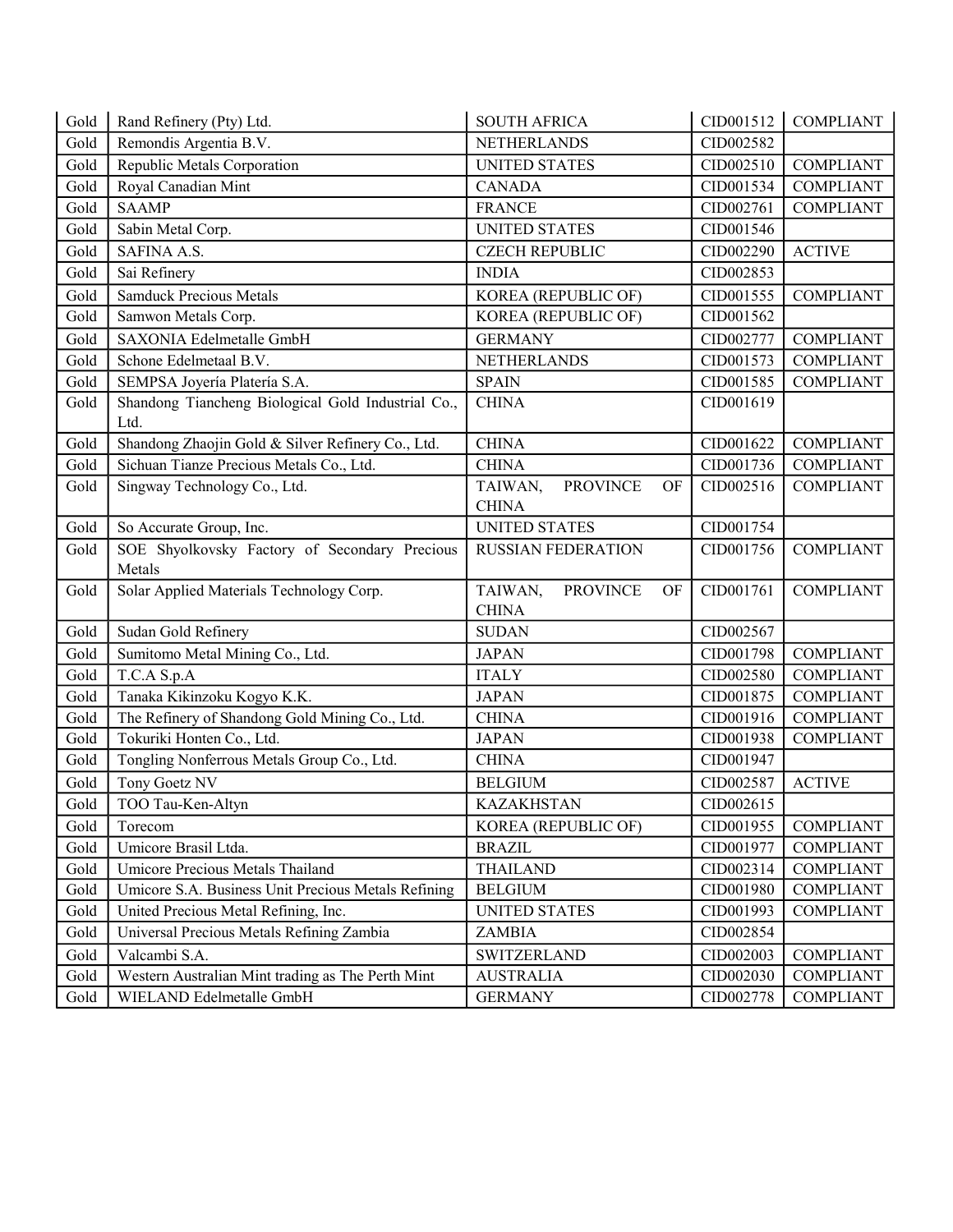| Gold | Rand Refinery (Pty) Ltd. | SOUTH AFRICA | CID001512 | COMPLIANT |
|---|---|---|---|---|
| Gold | Remondis Argentia B.V. | NETHERLANDS | CID002582 | |
| Gold | Republic Metals Corporation | UNITED STATES | CID002510 | COMPLIANT |
| Gold | Royal Canadian Mint | CANADA | CID001534 | COMPLIANT |
| Gold | SAAMP | FRANCE | CID002761 | COMPLIANT |
| Gold | Sabin Metal Corp. | UNITED STATES | CID001546 | |
| Gold | SAFINA A.S. | CZECH REPUBLIC | CID002290 | ACTIVE |
| Gold | Sai Refinery | INDIA | CID002853 | |
| Gold | Samduck Precious Metals | KOREA (REPUBLIC OF) | CID001555 | COMPLIANT |
| Gold | Samwon Metals Corp. | KOREA (REPUBLIC OF) | CID001562 | |
| Gold | SAXONIA Edelmetalle GmbH | GERMANY | CID002777 | COMPLIANT |
| Gold | Schone Edelmetaal B.V. | NETHERLANDS | CID001573 | COMPLIANT |
| Gold | SEMPSA Joyería Platería S.A. | SPAIN | CID001585 | COMPLIANT |
| Gold | Shandong Tiancheng Biological Gold Industrial Co., Ltd. | CHINA | CID001619 | |
| Gold | Shandong Zhaojin Gold & Silver Refinery Co., Ltd. | CHINA | CID001622 | COMPLIANT |
| Gold | Sichuan Tianze Precious Metals Co., Ltd. | CHINA | CID001736 | COMPLIANT |
| Gold | Singway Technology Co., Ltd. | TAIWAN, PROVINCE OF CHINA | CID002516 | COMPLIANT |
| Gold | So Accurate Group, Inc. | UNITED STATES | CID001754 | |
| Gold | SOE Shyolkovsky Factory of Secondary Precious Metals | RUSSIAN FEDERATION | CID001756 | COMPLIANT |
| Gold | Solar Applied Materials Technology Corp. | TAIWAN, PROVINCE OF CHINA | CID001761 | COMPLIANT |
| Gold | Sudan Gold Refinery | SUDAN | CID002567 | |
| Gold | Sumitomo Metal Mining Co., Ltd. | JAPAN | CID001798 | COMPLIANT |
| Gold | T.C.A S.p.A | ITALY | CID002580 | COMPLIANT |
| Gold | Tanaka Kikinzoku Kogyo K.K. | JAPAN | CID001875 | COMPLIANT |
| Gold | The Refinery of Shandong Gold Mining Co., Ltd. | CHINA | CID001916 | COMPLIANT |
| Gold | Tokuriki Honten Co., Ltd. | JAPAN | CID001938 | COMPLIANT |
| Gold | Tongling Nonferrous Metals Group Co., Ltd. | CHINA | CID001947 | |
| Gold | Tony Goetz NV | BELGIUM | CID002587 | ACTIVE |
| Gold | TOO Tau-Ken-Altyn | KAZAKHSTAN | CID002615 | |
| Gold | Torecom | KOREA (REPUBLIC OF) | CID001955 | COMPLIANT |
| Gold | Umicore Brasil Ltda. | BRAZIL | CID001977 | COMPLIANT |
| Gold | Umicore Precious Metals Thailand | THAILAND | CID002314 | COMPLIANT |
| Gold | Umicore S.A. Business Unit Precious Metals Refining | BELGIUM | CID001980 | COMPLIANT |
| Gold | United Precious Metal Refining, Inc. | UNITED STATES | CID001993 | COMPLIANT |
| Gold | Universal Precious Metals Refining Zambia | ZAMBIA | CID002854 | |
| Gold | Valcambi S.A. | SWITZERLAND | CID002003 | COMPLIANT |
| Gold | Western Australian Mint trading as The Perth Mint | AUSTRALIA | CID002030 | COMPLIANT |
| Gold | WIELAND Edelmetalle GmbH | GERMANY | CID002778 | COMPLIANT |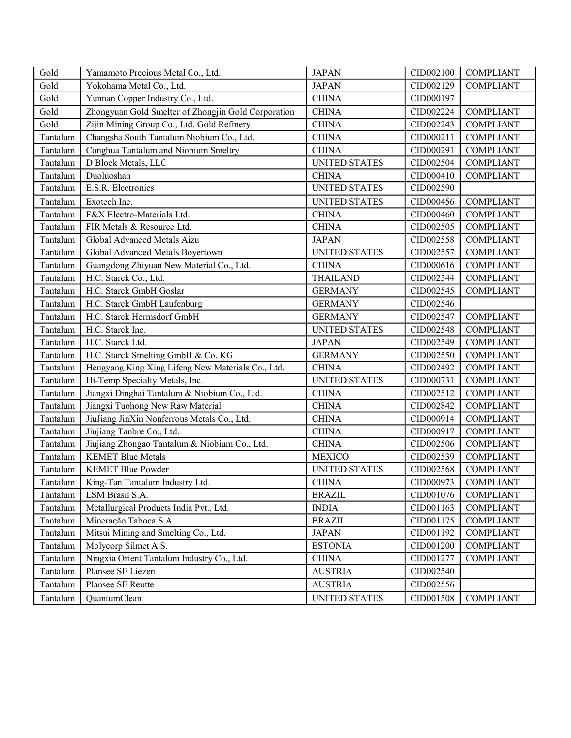| | | | | |
|---|---|---|---|---|
| Gold | Yamamoto Precious Metal Co., Ltd. | JAPAN | CID002100 | COMPLIANT |
| Gold | Yokohama Metal Co., Ltd. | JAPAN | CID002129 | COMPLIANT |
| Gold | Yunnan Copper Industry Co., Ltd. | CHINA | CID000197 | |
| Gold | Zhongyuan Gold Smelter of Zhongjin Gold Corporation | CHINA | CID002224 | COMPLIANT |
| Gold | Zijin Mining Group Co., Ltd. Gold Refinery | CHINA | CID002243 | COMPLIANT |
| Tantalum | Changsha South Tantalum Niobium Co., Ltd. | CHINA | CID000211 | COMPLIANT |
| Tantalum | Conghua Tantalum and Niobium Smeltry | CHINA | CID000291 | COMPLIANT |
| Tantalum | D Block Metals, LLC | UNITED STATES | CID002504 | COMPLIANT |
| Tantalum | Duoluoshan | CHINA | CID000410 | COMPLIANT |
| Tantalum | E.S.R. Electronics | UNITED STATES | CID002590 | |
| Tantalum | Exotech Inc. | UNITED STATES | CID000456 | COMPLIANT |
| Tantalum | F&X Electro-Materials Ltd. | CHINA | CID000460 | COMPLIANT |
| Tantalum | FIR Metals & Resource Ltd. | CHINA | CID002505 | COMPLIANT |
| Tantalum | Global Advanced Metals Aizu | JAPAN | CID002558 | COMPLIANT |
| Tantalum | Global Advanced Metals Boyertown | UNITED STATES | CID002557 | COMPLIANT |
| Tantalum | Guangdong Zhiyuan New Material Co., Ltd. | CHINA | CID000616 | COMPLIANT |
| Tantalum | H.C. Starck Co., Ltd. | THAILAND | CID002544 | COMPLIANT |
| Tantalum | H.C. Starck GmbH Goslar | GERMANY | CID002545 | COMPLIANT |
| Tantalum | H.C. Starck GmbH Laufenburg | GERMANY | CID002546 | |
| Tantalum | H.C. Starck Hermsdorf GmbH | GERMANY | CID002547 | COMPLIANT |
| Tantalum | H.C. Starck Inc. | UNITED STATES | CID002548 | COMPLIANT |
| Tantalum | H.C. Starck Ltd. | JAPAN | CID002549 | COMPLIANT |
| Tantalum | H.C. Starck Smelting GmbH & Co. KG | GERMANY | CID002550 | COMPLIANT |
| Tantalum | Hengyang King Xing Lifeng New Materials Co., Ltd. | CHINA | CID002492 | COMPLIANT |
| Tantalum | Hi-Temp Specialty Metals, Inc. | UNITED STATES | CID000731 | COMPLIANT |
| Tantalum | Jiangxi Dinghai Tantalum & Niobium Co., Ltd. | CHINA | CID002512 | COMPLIANT |
| Tantalum | Jiangxi Tuohong New Raw Material | CHINA | CID002842 | COMPLIANT |
| Tantalum | JiuJiang JinXin Nonferrous Metals Co., Ltd. | CHINA | CID000914 | COMPLIANT |
| Tantalum | Jiujiang Tanbre Co., Ltd. | CHINA | CID000917 | COMPLIANT |
| Tantalum | Jiujiang Zhongao Tantalum & Niobium Co., Ltd. | CHINA | CID002506 | COMPLIANT |
| Tantalum | KEMET Blue Metals | MEXICO | CID002539 | COMPLIANT |
| Tantalum | KEMET Blue Powder | UNITED STATES | CID002568 | COMPLIANT |
| Tantalum | King-Tan Tantalum Industry Ltd. | CHINA | CID000973 | COMPLIANT |
| Tantalum | LSM Brasil S.A. | BRAZIL | CID001076 | COMPLIANT |
| Tantalum | Metallurgical Products India Pvt., Ltd. | INDIA | CID001163 | COMPLIANT |
| Tantalum | Mineração Taboca S.A. | BRAZIL | CID001175 | COMPLIANT |
| Tantalum | Mitsui Mining and Smelting Co., Ltd. | JAPAN | CID001192 | COMPLIANT |
| Tantalum | Molycorp Silmet A.S. | ESTONIA | CID001200 | COMPLIANT |
| Tantalum | Ningxia Orient Tantalum Industry Co., Ltd. | CHINA | CID001277 | COMPLIANT |
| Tantalum | Plansee SE Liezen | AUSTRIA | CID002540 | |
| Tantalum | Plansee SE Reutte | AUSTRIA | CID002556 | |
| Tantalum | QuantumClean | UNITED STATES | CID001508 | COMPLIANT |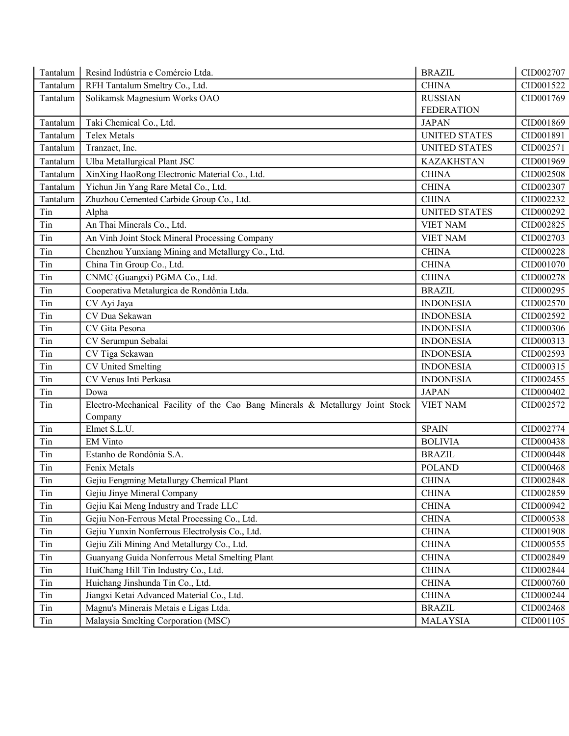| | | | |
|---|---|---|---|
| Tantalum | Resind Indústria e Comércio Ltda. | BRAZIL | CID002707 |
| Tantalum | RFH Tantalum Smeltry Co., Ltd. | CHINA | CID001522 |
| Tantalum | Solikamsk Magnesium Works OAO | RUSSIAN FEDERATION | CID001769 |
| Tantalum | Taki Chemical Co., Ltd. | JAPAN | CID001869 |
| Tantalum | Telex Metals | UNITED STATES | CID001891 |
| Tantalum | Tranzact, Inc. | UNITED STATES | CID002571 |
| Tantalum | Ulba Metallurgical Plant JSC | KAZAKHSTAN | CID001969 |
| Tantalum | XinXing HaoRong Electronic Material Co., Ltd. | CHINA | CID002508 |
| Tantalum | Yichun Jin Yang Rare Metal Co., Ltd. | CHINA | CID002307 |
| Tantalum | Zhuzhou Cemented Carbide Group Co., Ltd. | CHINA | CID002232 |
| Tin | Alpha | UNITED STATES | CID000292 |
| Tin | An Thai Minerals Co., Ltd. | VIET NAM | CID002825 |
| Tin | An Vinh Joint Stock Mineral Processing Company | VIET NAM | CID002703 |
| Tin | Chenzhou Yunxiang Mining and Metallurgy Co., Ltd. | CHINA | CID000228 |
| Tin | China Tin Group Co., Ltd. | CHINA | CID001070 |
| Tin | CNMC (Guangxi) PGMA Co., Ltd. | CHINA | CID000278 |
| Tin | Cooperativa Metalurgica de Rondônia Ltda. | BRAZIL | CID000295 |
| Tin | CV Ayi Jaya | INDONESIA | CID002570 |
| Tin | CV Dua Sekawan | INDONESIA | CID002592 |
| Tin | CV Gita Pesona | INDONESIA | CID000306 |
| Tin | CV Serumpun Sebalai | INDONESIA | CID000313 |
| Tin | CV Tiga Sekawan | INDONESIA | CID002593 |
| Tin | CV United Smelting | INDONESIA | CID000315 |
| Tin | CV Venus Inti Perkasa | INDONESIA | CID002455 |
| Tin | Dowa | JAPAN | CID000402 |
| Tin | Electro-Mechanical Facility of the Cao Bang Minerals & Metallurgy Joint Stock Company | VIET NAM | CID002572 |
| Tin | Elmet S.L.U. | SPAIN | CID002774 |
| Tin | EM Vinto | BOLIVIA | CID000438 |
| Tin | Estanho de Rondônia S.A. | BRAZIL | CID000448 |
| Tin | Fenix Metals | POLAND | CID000468 |
| Tin | Gejiu Fengming Metallurgy Chemical Plant | CHINA | CID002848 |
| Tin | Gejiu Jinye Mineral Company | CHINA | CID002859 |
| Tin | Gejiu Kai Meng Industry and Trade LLC | CHINA | CID000942 |
| Tin | Gejiu Non-Ferrous Metal Processing Co., Ltd. | CHINA | CID000538 |
| Tin | Gejiu Yunxin Nonferrous Electrolysis Co., Ltd. | CHINA | CID001908 |
| Tin | Gejiu Zili Mining And Metallurgy Co., Ltd. | CHINA | CID000555 |
| Tin | Guanyang Guida Nonferrous Metal Smelting Plant | CHINA | CID002849 |
| Tin | HuiChang Hill Tin Industry Co., Ltd. | CHINA | CID002844 |
| Tin | Huichang Jinshunda Tin Co., Ltd. | CHINA | CID000760 |
| Tin | Jiangxi Ketai Advanced Material Co., Ltd. | CHINA | CID000244 |
| Tin | Magnu's Minerais Metais e Ligas Ltda. | BRAZIL | CID002468 |
| Tin | Malaysia Smelting Corporation (MSC) | MALAYSIA | CID001105 |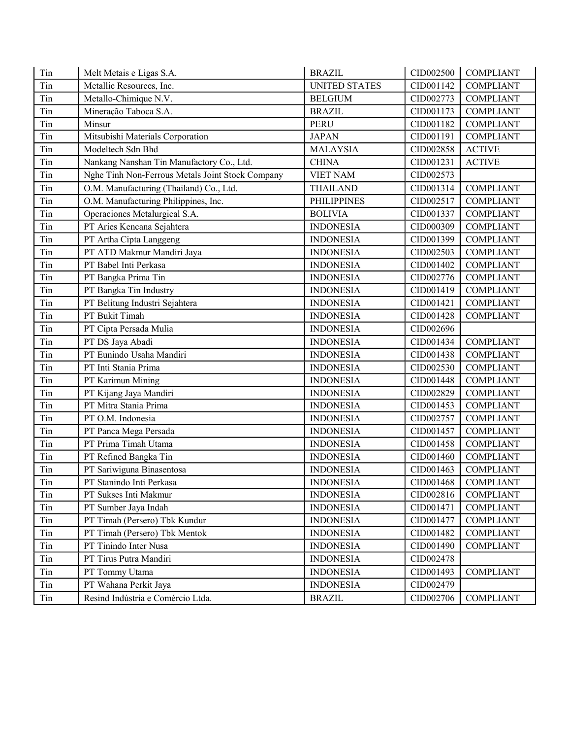| | | | | |
|---|---|---|---|---|
| Tin | Melt Metais e Ligas S.A. | BRAZIL | CID002500 | COMPLIANT |
| Tin | Metallic Resources, Inc. | UNITED STATES | CID001142 | COMPLIANT |
| Tin | Metallo-Chimique N.V. | BELGIUM | CID002773 | COMPLIANT |
| Tin | Mineração Taboca S.A. | BRAZIL | CID001173 | COMPLIANT |
| Tin | Minsur | PERU | CID001182 | COMPLIANT |
| Tin | Mitsubishi Materials Corporation | JAPAN | CID001191 | COMPLIANT |
| Tin | Modeltech Sdn Bhd | MALAYSIA | CID002858 | ACTIVE |
| Tin | Nankang Nanshan Tin Manufactory Co., Ltd. | CHINA | CID001231 | ACTIVE |
| Tin | Nghe Tinh Non-Ferrous Metals Joint Stock Company | VIET NAM | CID002573 | |
| Tin | O.M. Manufacturing (Thailand) Co., Ltd. | THAILAND | CID001314 | COMPLIANT |
| Tin | O.M. Manufacturing Philippines, Inc. | PHILIPPINES | CID002517 | COMPLIANT |
| Tin | Operaciones Metalurgical S.A. | BOLIVIA | CID001337 | COMPLIANT |
| Tin | PT Aries Kencana Sejahtera | INDONESIA | CID000309 | COMPLIANT |
| Tin | PT Artha Cipta Langgeng | INDONESIA | CID001399 | COMPLIANT |
| Tin | PT ATD Makmur Mandiri Jaya | INDONESIA | CID002503 | COMPLIANT |
| Tin | PT Babel Inti Perkasa | INDONESIA | CID001402 | COMPLIANT |
| Tin | PT Bangka Prima Tin | INDONESIA | CID002776 | COMPLIANT |
| Tin | PT Bangka Tin Industry | INDONESIA | CID001419 | COMPLIANT |
| Tin | PT Belitung Industri Sejahtera | INDONESIA | CID001421 | COMPLIANT |
| Tin | PT Bukit Timah | INDONESIA | CID001428 | COMPLIANT |
| Tin | PT Cipta Persada Mulia | INDONESIA | CID002696 | |
| Tin | PT DS Jaya Abadi | INDONESIA | CID001434 | COMPLIANT |
| Tin | PT Eunindo Usaha Mandiri | INDONESIA | CID001438 | COMPLIANT |
| Tin | PT Inti Stania Prima | INDONESIA | CID002530 | COMPLIANT |
| Tin | PT Karimun Mining | INDONESIA | CID001448 | COMPLIANT |
| Tin | PT Kijang Jaya Mandiri | INDONESIA | CID002829 | COMPLIANT |
| Tin | PT Mitra Stania Prima | INDONESIA | CID001453 | COMPLIANT |
| Tin | PT O.M. Indonesia | INDONESIA | CID002757 | COMPLIANT |
| Tin | PT Panca Mega Persada | INDONESIA | CID001457 | COMPLIANT |
| Tin | PT Prima Timah Utama | INDONESIA | CID001458 | COMPLIANT |
| Tin | PT Refined Bangka Tin | INDONESIA | CID001460 | COMPLIANT |
| Tin | PT Sariwiguna Binasentosa | INDONESIA | CID001463 | COMPLIANT |
| Tin | PT Stanindo Inti Perkasa | INDONESIA | CID001468 | COMPLIANT |
| Tin | PT Sukses Inti Makmur | INDONESIA | CID002816 | COMPLIANT |
| Tin | PT Sumber Jaya Indah | INDONESIA | CID001471 | COMPLIANT |
| Tin | PT Timah (Persero) Tbk Kundur | INDONESIA | CID001477 | COMPLIANT |
| Tin | PT Timah (Persero) Tbk Mentok | INDONESIA | CID001482 | COMPLIANT |
| Tin | PT Tinindo Inter Nusa | INDONESIA | CID001490 | COMPLIANT |
| Tin | PT Tirus Putra Mandiri | INDONESIA | CID002478 | |
| Tin | PT Tommy Utama | INDONESIA | CID001493 | COMPLIANT |
| Tin | PT Wahana Perkit Jaya | INDONESIA | CID002479 | |
| Tin | Resind Indústria e Comércio Ltda. | BRAZIL | CID002706 | COMPLIANT |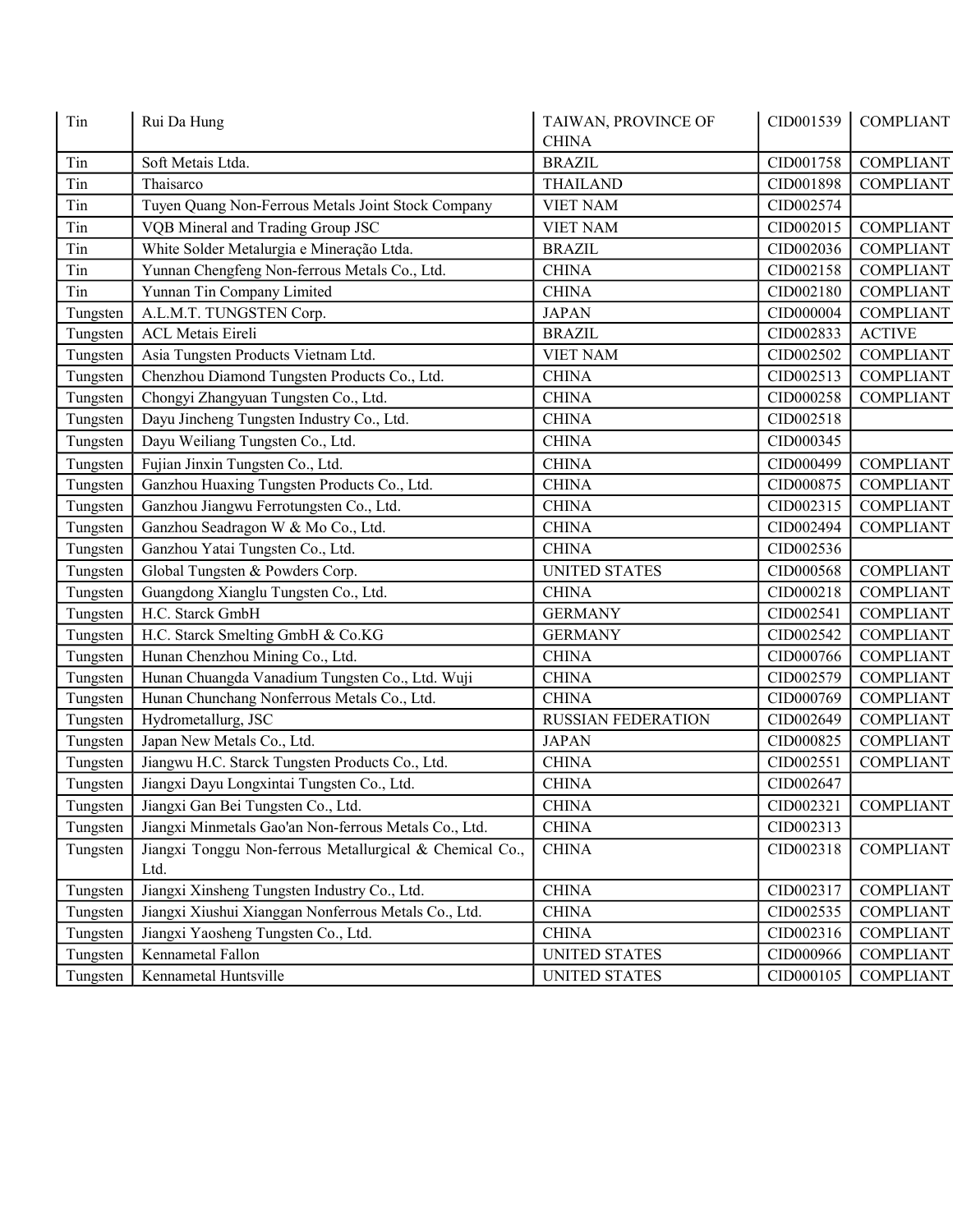| Tin | Rui Da Hung | TAIWAN, PROVINCE OF CHINA | CID001539 | COMPLIANT |
|---|---|---|---|---|
| Tin | Soft Metais Ltda. | BRAZIL | CID001758 | COMPLIANT |
| Tin | Thaisarco | THAILAND | CID001898 | COMPLIANT |
| Tin | Tuyen Quang Non-Ferrous Metals Joint Stock Company | VIET NAM | CID002574 | |
| Tin | VQB Mineral and Trading Group JSC | VIET NAM | CID002015 | COMPLIANT |
| Tin | White Solder Metalurgia e Mineração Ltda. | BRAZIL | CID002036 | COMPLIANT |
| Tin | Yunnan Chengfeng Non-ferrous Metals Co., Ltd. | CHINA | CID002158 | COMPLIANT |
| Tin | Yunnan Tin Company Limited | CHINA | CID002180 | COMPLIANT |
| Tungsten | A.L.M.T. TUNGSTEN Corp. | JAPAN | CID000004 | COMPLIANT |
| Tungsten | ACL Metais Eireli | BRAZIL | CID002833 | ACTIVE |
| Tungsten | Asia Tungsten Products Vietnam Ltd. | VIET NAM | CID002502 | COMPLIANT |
| Tungsten | Chenzhou Diamond Tungsten Products Co., Ltd. | CHINA | CID002513 | COMPLIANT |
| Tungsten | Chongyi Zhangyuan Tungsten Co., Ltd. | CHINA | CID000258 | COMPLIANT |
| Tungsten | Dayu Jincheng Tungsten Industry Co., Ltd. | CHINA | CID002518 | |
| Tungsten | Dayu Weiliang Tungsten Co., Ltd. | CHINA | CID000345 | |
| Tungsten | Fujian Jinxin Tungsten Co., Ltd. | CHINA | CID000499 | COMPLIANT |
| Tungsten | Ganzhou Huaxing Tungsten Products Co., Ltd. | CHINA | CID000875 | COMPLIANT |
| Tungsten | Ganzhou Jiangwu Ferrotungsten Co., Ltd. | CHINA | CID002315 | COMPLIANT |
| Tungsten | Ganzhou Seadragon W & Mo Co., Ltd. | CHINA | CID002494 | COMPLIANT |
| Tungsten | Ganzhou Yatai Tungsten Co., Ltd. | CHINA | CID002536 | |
| Tungsten | Global Tungsten & Powders Corp. | UNITED STATES | CID000568 | COMPLIANT |
| Tungsten | Guangdong Xianglu Tungsten Co., Ltd. | CHINA | CID000218 | COMPLIANT |
| Tungsten | H.C. Starck GmbH | GERMANY | CID002541 | COMPLIANT |
| Tungsten | H.C. Starck Smelting GmbH & Co.KG | GERMANY | CID002542 | COMPLIANT |
| Tungsten | Hunan Chenzhou Mining Co., Ltd. | CHINA | CID000766 | COMPLIANT |
| Tungsten | Hunan Chuangda Vanadium Tungsten Co., Ltd. Wuji | CHINA | CID002579 | COMPLIANT |
| Tungsten | Hunan Chunchang Nonferrous Metals Co., Ltd. | CHINA | CID000769 | COMPLIANT |
| Tungsten | Hydrometallurg, JSC | RUSSIAN FEDERATION | CID002649 | COMPLIANT |
| Tungsten | Japan New Metals Co., Ltd. | JAPAN | CID000825 | COMPLIANT |
| Tungsten | Jiangwu H.C. Starck Tungsten Products Co., Ltd. | CHINA | CID002551 | COMPLIANT |
| Tungsten | Jiangxi Dayu Longxintai Tungsten Co., Ltd. | CHINA | CID002647 | |
| Tungsten | Jiangxi Gan Bei Tungsten Co., Ltd. | CHINA | CID002321 | COMPLIANT |
| Tungsten | Jiangxi Minmetals Gao'an Non-ferrous Metals Co., Ltd. | CHINA | CID002313 | |
| Tungsten | Jiangxi Tonggu Non-ferrous Metallurgical & Chemical Co., Ltd. | CHINA | CID002318 | COMPLIANT |
| Tungsten | Jiangxi Xinsheng Tungsten Industry Co., Ltd. | CHINA | CID002317 | COMPLIANT |
| Tungsten | Jiangxi Xiushui Xianggan Nonferrous Metals Co., Ltd. | CHINA | CID002535 | COMPLIANT |
| Tungsten | Jiangxi Yaosheng Tungsten Co., Ltd. | CHINA | CID002316 | COMPLIANT |
| Tungsten | Kennametal Fallon | UNITED STATES | CID000966 | COMPLIANT |
| Tungsten | Kennametal Huntsville | UNITED STATES | CID000105 | COMPLIANT |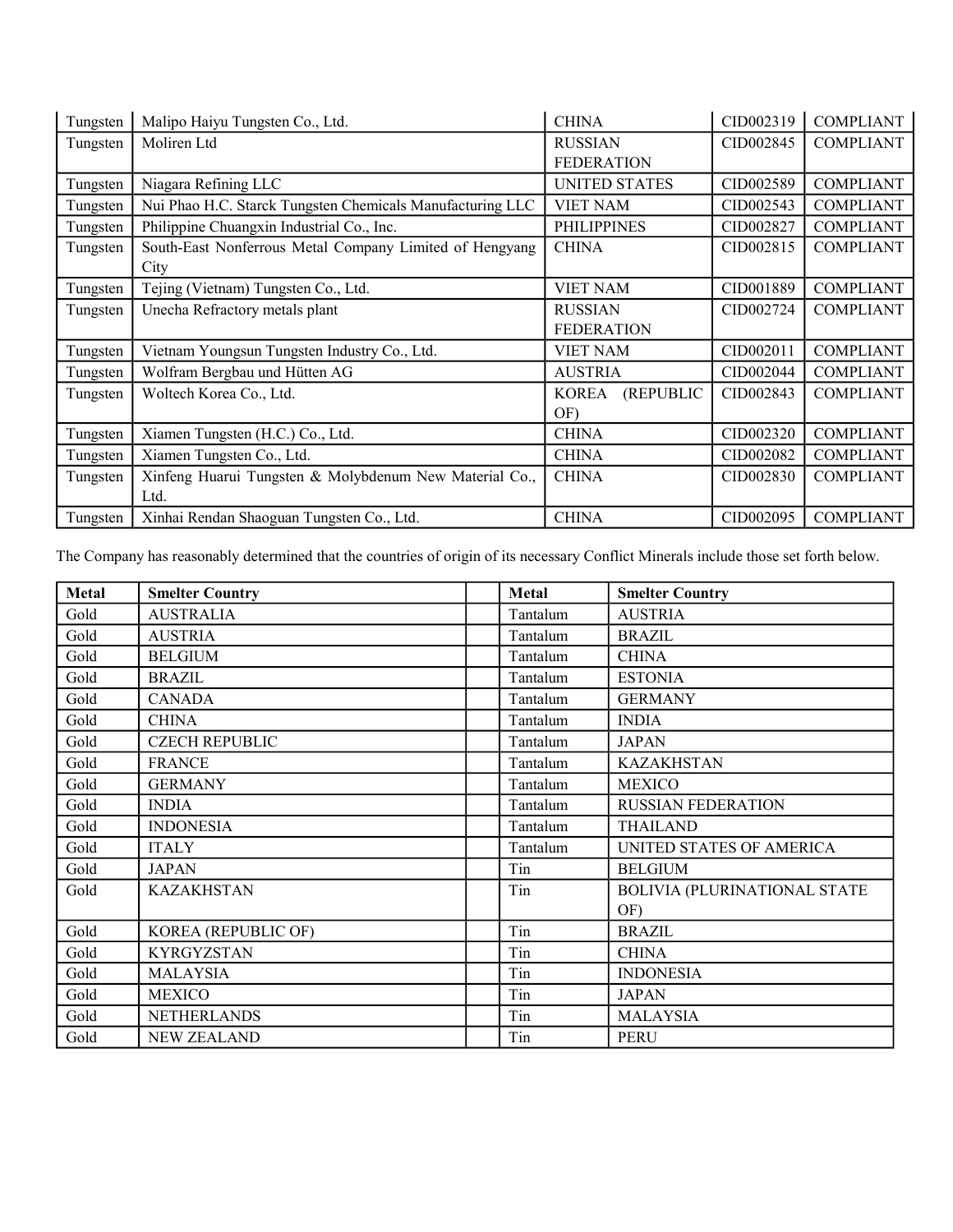| Tungsten | Malipo Haiyu Tungsten Co., Ltd. | CHINA | CID002319 | COMPLIANT |
|---|---|---|---|---|
| Tungsten | Moliren Ltd | RUSSIAN FEDERATION | CID002845 | COMPLIANT |
| Tungsten | Niagara Refining LLC | UNITED STATES | CID002589 | COMPLIANT |
| Tungsten | Nui Phao H.C. Starck Tungsten Chemicals Manufacturing LLC | VIET NAM | CID002543 | COMPLIANT |
| Tungsten | Philippine Chuangxin Industrial Co., Inc. | PHILIPPINES | CID002827 | COMPLIANT |
| Tungsten | South-East Nonferrous Metal Company Limited of Hengyang City | CHINA | CID002815 | COMPLIANT |
| Tungsten | Tejing (Vietnam) Tungsten Co., Ltd. | VIET NAM | CID001889 | COMPLIANT |
| Tungsten | Unecha Refractory metals plant | RUSSIAN FEDERATION | CID002724 | COMPLIANT |
| Tungsten | Vietnam Youngsun Tungsten Industry Co., Ltd. | VIET NAM | CID002011 | COMPLIANT |
| Tungsten | Wolfram Bergbau und Hütten AG | AUSTRIA | CID002044 | COMPLIANT |
| Tungsten | Woltech Korea Co., Ltd. | KOREA (REPUBLIC OF) | CID002843 | COMPLIANT |
| Tungsten | Xiamen Tungsten (H.C.) Co., Ltd. | CHINA | CID002320 | COMPLIANT |
| Tungsten | Xiamen Tungsten Co., Ltd. | CHINA | CID002082 | COMPLIANT |
| Tungsten | Xinfeng Huarui Tungsten & Molybdenum New Material Co., Ltd. | CHINA | CID002830 | COMPLIANT |
| Tungsten | Xinhai Rendan Shaoguan Tungsten Co., Ltd. | CHINA | CID002095 | COMPLIANT |

The Company has reasonably determined that the countries of origin of its necessary Conflict Minerals include those set forth below.

| Metal | Smelter Country | | Metal | Smelter Country |
|---|---|---|---|---|
| Gold | AUSTRALIA | | Tantalum | AUSTRIA |
| Gold | AUSTRIA | | Tantalum | BRAZIL |
| Gold | BELGIUM | | Tantalum | CHINA |
| Gold | BRAZIL | | Tantalum | ESTONIA |
| Gold | CANADA | | Tantalum | GERMANY |
| Gold | CHINA | | Tantalum | INDIA |
| Gold | CZECH REPUBLIC | | Tantalum | JAPAN |
| Gold | FRANCE | | Tantalum | KAZAKHSTAN |
| Gold | GERMANY | | Tantalum | MEXICO |
| Gold | INDIA | | Tantalum | RUSSIAN FEDERATION |
| Gold | INDONESIA | | Tantalum | THAILAND |
| Gold | ITALY | | Tantalum | UNITED STATES OF AMERICA |
| Gold | JAPAN | | Tin | BELGIUM |
| Gold | KAZAKHSTAN | | Tin | BOLIVIA (PLURINATIONAL STATE OF) |
| Gold | KOREA (REPUBLIC OF) | | Tin | BRAZIL |
| Gold | KYRGYZSTAN | | Tin | CHINA |
| Gold | MALAYSIA | | Tin | INDONESIA |
| Gold | MEXICO | | Tin | JAPAN |
| Gold | NETHERLANDS | | Tin | MALAYSIA |
| Gold | NEW ZEALAND | | Tin | PERU |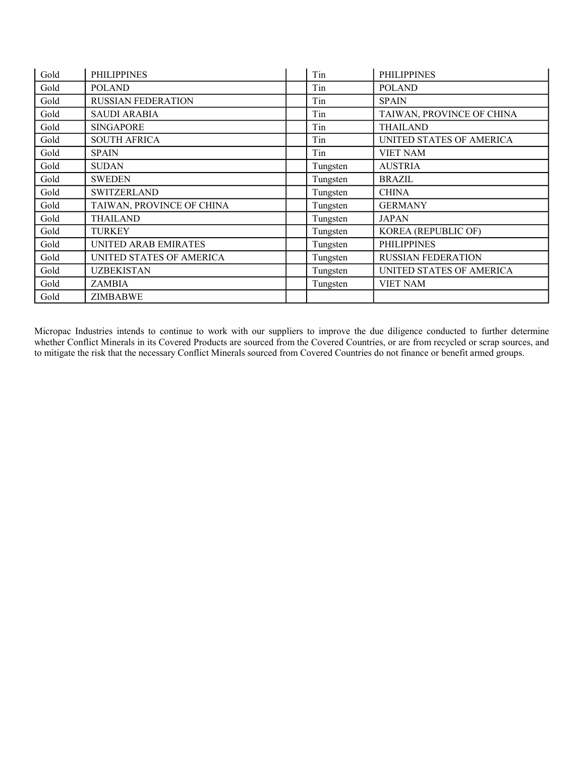| | | | | |
|---|---|---|---|---|
| Gold | PHILIPPINES | | Tin | PHILIPPINES |
| Gold | POLAND | | Tin | POLAND |
| Gold | RUSSIAN FEDERATION | | Tin | SPAIN |
| Gold | SAUDI ARABIA | | Tin | TAIWAN, PROVINCE OF CHINA |
| Gold | SINGAPORE | | Tin | THAILAND |
| Gold | SOUTH AFRICA | | Tin | UNITED STATES OF AMERICA |
| Gold | SPAIN | | Tin | VIET NAM |
| Gold | SUDAN | | Tungsten | AUSTRIA |
| Gold | SWEDEN | | Tungsten | BRAZIL |
| Gold | SWITZERLAND | | Tungsten | CHINA |
| Gold | TAIWAN, PROVINCE OF CHINA | | Tungsten | GERMANY |
| Gold | THAILAND | | Tungsten | JAPAN |
| Gold | TURKEY | | Tungsten | KOREA (REPUBLIC OF) |
| Gold | UNITED ARAB EMIRATES | | Tungsten | PHILIPPINES |
| Gold | UNITED STATES OF AMERICA | | Tungsten | RUSSIAN FEDERATION |
| Gold | UZBEKISTAN | | Tungsten | UNITED STATES OF AMERICA |
| Gold | ZAMBIA | | Tungsten | VIET NAM |
| Gold | ZIMBABWE | | | |

Micropac Industries intends to continue to work with our suppliers to improve the due diligence conducted to further determine whether Conflict Minerals in its Covered Products are sourced from the Covered Countries, or are from recycled or scrap sources, and to mitigate the risk that the necessary Conflict Minerals sourced from Covered Countries do not finance or benefit armed groups.